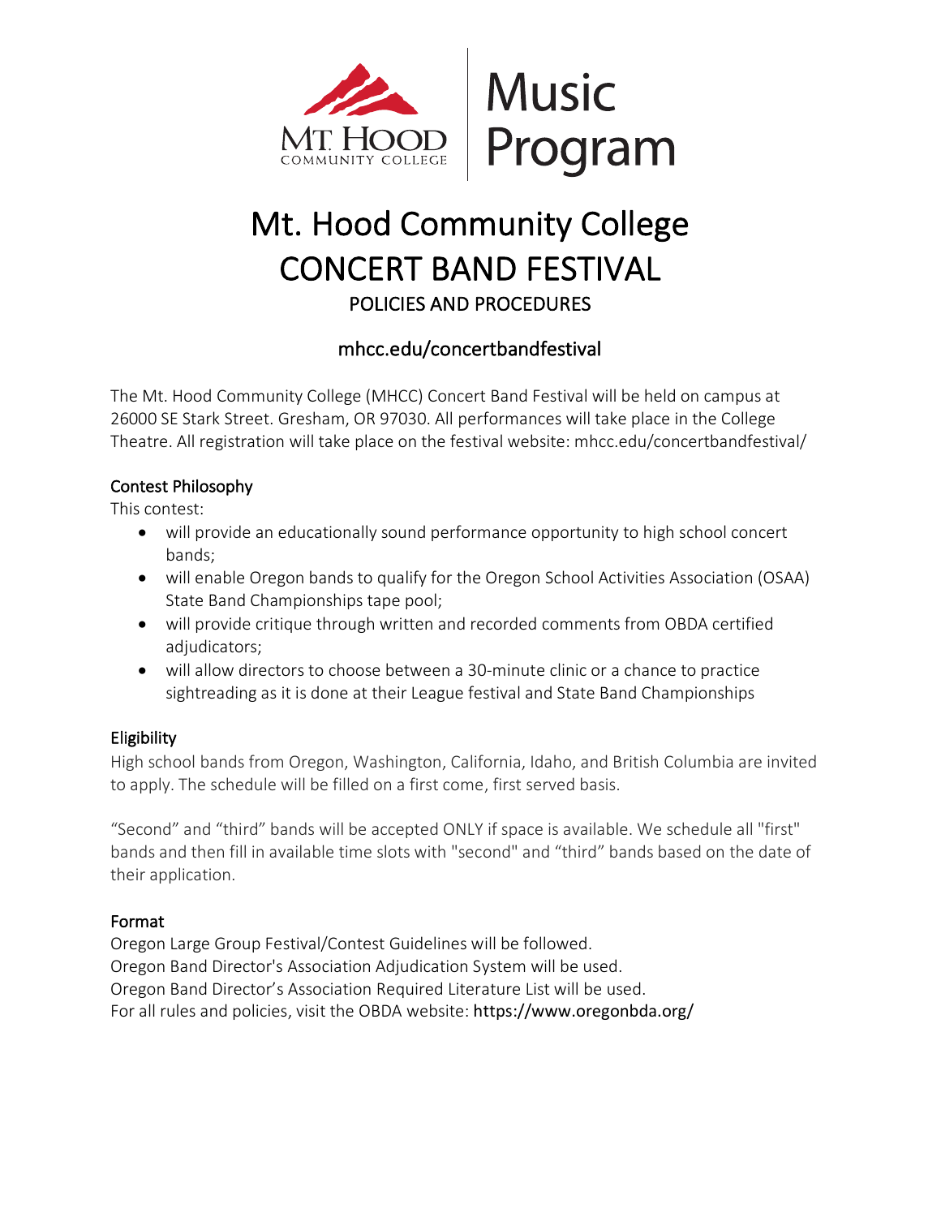Mt. Hood Community College | Music Program

# Mt. Hood Community College CONCERT BAND FESTIVAL

## POLICIES AND PROCEDURES

### mhcc.edu/concertbandfestival

The Mt. Hood Community College (MHCC) Concert Band Festival will be held on campus at 26000 SE Stark Street. Gresham, OR 97030. All performances will take place in the College Theatre. All registration will take place on the festival website: mhcc.edu/concertbandfestival/

### Contest Philosophy

This contest:

- will provide an educationally sound performance opportunity to high school concert bands;
- will enable Oregon bands to qualify for the Oregon School Activities Association (OSAA) State Band Championships tape pool;
- will provide critique through written and recorded comments from OBDA certified adjudicators;
- will allow directors to choose between a 30-minute clinic or a chance to practice sightreading as it is done at their League festival and State Band Championships

### Eligibility

High school bands from Oregon, Washington, California, Idaho, and British Columbia are invited to apply. The schedule will be filled on a first come, first served basis.

“Second” and “third” bands will be accepted ONLY if space is available. We schedule all "first" bands and then fill in available time slots with "second" and “third” bands based on the date of their application.

### Format

Oregon Large Group Festival/Contest Guidelines will be followed.
Oregon Band Director's Association Adjudication System will be used.
Oregon Band Director’s Association Required Literature List will be used.
For all rules and policies, visit the OBDA website: https://www.oregonbda.org/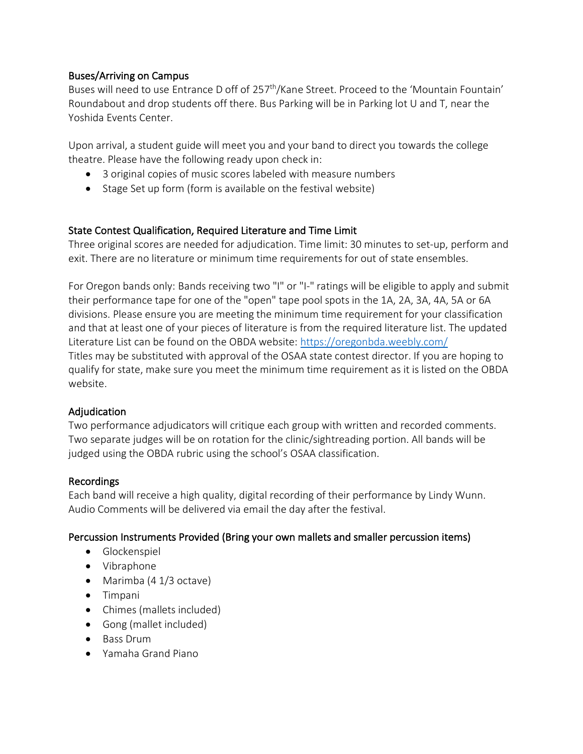## Buses/Arriving on Campus

Buses will need to use Entrance D off of 257th/Kane Street. Proceed to the 'Mountain Fountain' Roundabout and drop students off there. Bus Parking will be in Parking lot U and T, near the Yoshida Events Center.

Upon arrival, a student guide will meet you and your band to direct you towards the college theatre. Please have the following ready upon check in:

- 3 original copies of music scores labeled with measure numbers
- Stage Set up form (form is available on the festival website)

## State Contest Qualification, Required Literature and Time Limit

Three original scores are needed for adjudication. Time limit: 30 minutes to set-up, perform and exit. There are no literature or minimum time requirements for out of state ensembles.

For Oregon bands only: Bands receiving two "I" or "I-" ratings will be eligible to apply and submit their performance tape for one of the "open" tape pool spots in the 1A, 2A, 3A, 4A, 5A or 6A divisions. Please ensure you are meeting the minimum time requirement for your classification and that at least one of your pieces of literature is from the required literature list. The updated Literature List can be found on the OBDA website: [https://oregonbda.weebly.com/](https://oregonbda.weebly.com/)
Titles may be substituted with approval of the OSAA state contest director. If you are hoping to qualify for state, make sure you meet the minimum time requirement as it is listed on the OBDA website.

## Adjudication

Two performance adjudicators will critique each group with written and recorded comments. Two separate judges will be on rotation for the clinic/sightreading portion. All bands will be judged using the OBDA rubric using the school's OSAA classification.

## Recordings

Each band will receive a high quality, digital recording of their performance by Lindy Wunn. Audio Comments will be delivered via email the day after the festival.

## Percussion Instruments Provided (Bring your own mallets and smaller percussion items)

- Glockenspiel
- Vibraphone
- Marimba (4 1/3 octave)
- Timpani
- Chimes (mallets included)
- Gong (mallet included)
- Bass Drum
- Yamaha Grand Piano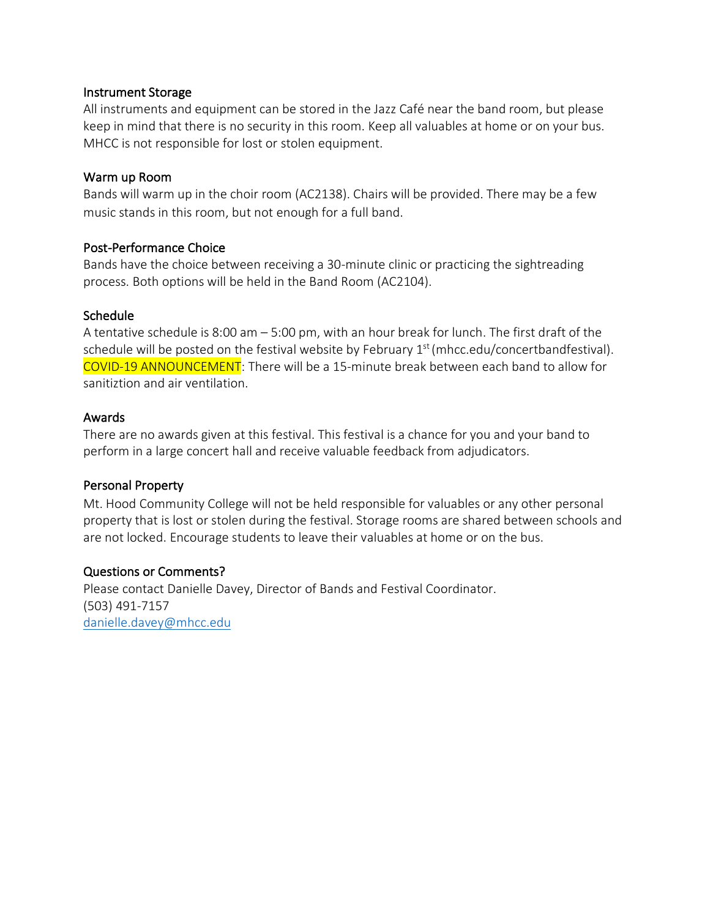## Instrument Storage

All instruments and equipment can be stored in the Jazz Café near the band room, but please keep in mind that there is no security in this room. Keep all valuables at home or on your bus. MHCC is not responsible for lost or stolen equipment.

## Warm up Room

Bands will warm up in the choir room (AC2138). Chairs will be provided. There may be a few music stands in this room, but not enough for a full band.

## Post-Performance Choice

Bands have the choice between receiving a 30-minute clinic or practicing the sightreading process. Both options will be held in the Band Room (AC2104).

## Schedule

A tentative schedule is 8:00 am – 5:00 pm, with an hour break for lunch. The first draft of the schedule will be posted on the festival website by February 1st (mhcc.edu/concertbandfestival). COVID-19 ANNOUNCEMENT: There will be a 15-minute break between each band to allow for sanitiztion and air ventilation.

## Awards

There are no awards given at this festival. This festival is a chance for you and your band to perform in a large concert hall and receive valuable feedback from adjudicators.

## Personal Property

Mt. Hood Community College will not be held responsible for valuables or any other personal property that is lost or stolen during the festival. Storage rooms are shared between schools and are not locked. Encourage students to leave their valuables at home or on the bus.

## Questions or Comments?

Please contact Danielle Davey, Director of Bands and Festival Coordinator.
(503) 491-7157
danielle.davey@mhcc.edu